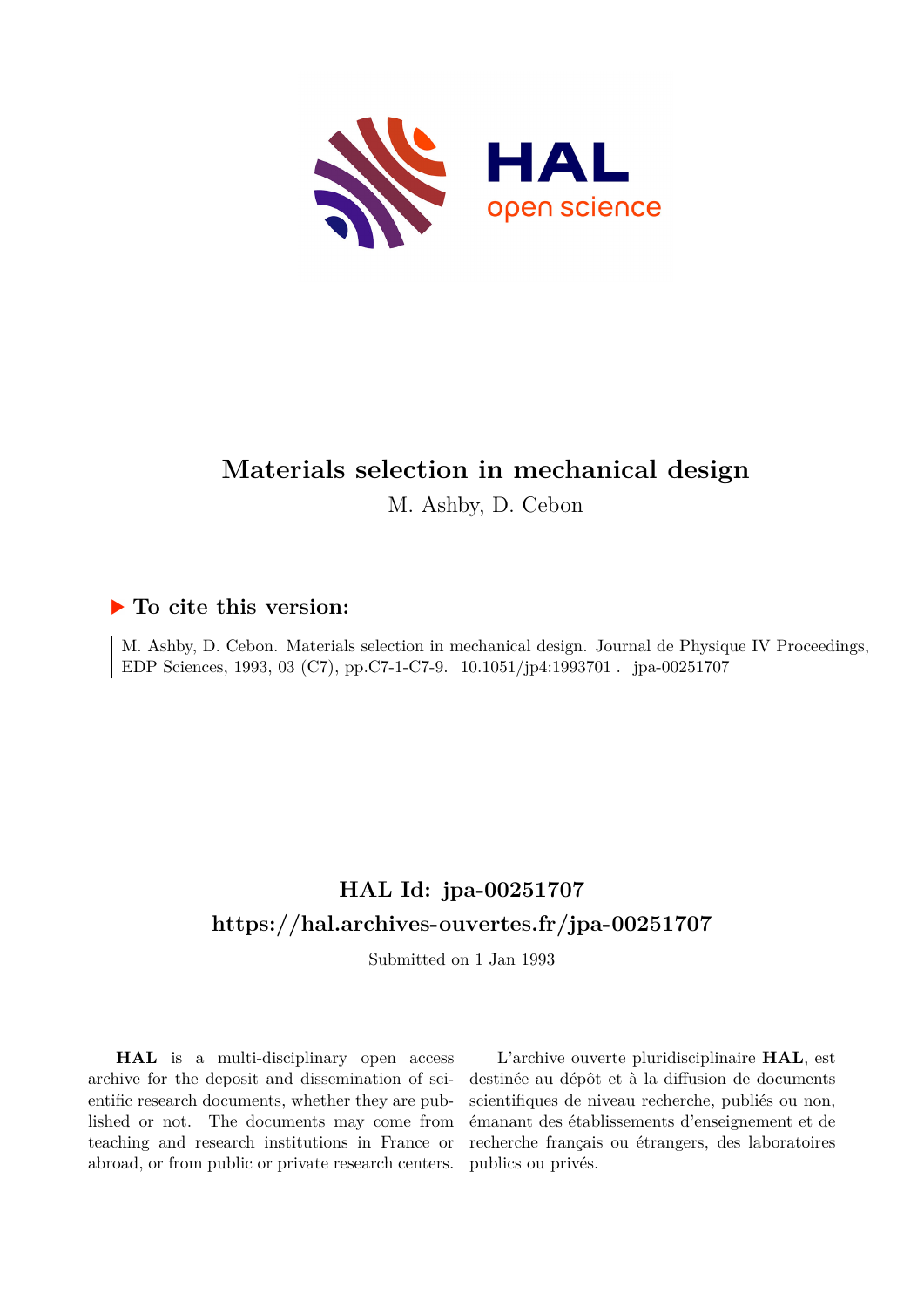# Materials selection in mechanical design

M. Ashby, D. Cebon

## ▶ To cite this version:

M. Ashby, D. Cebon. Materials selection in mechanical design. Journal de Physique IV Proceedings, EDP Sciences, 1993, 03 (C7), pp.C7-1-C7-9. 10.1051/jp4:1993701 . jpa-00251707

## HAL Id: jpa-00251707

## https://hal.archives-ouvertes.fr/jpa-00251707

Submitted on 1 Jan 1993

**HAL** is a multi-disciplinary open access archive for the deposit and dissemination of scientific research documents, whether they are published or not. The documents may come from teaching and research institutions in France or abroad, or from public or private research centers.

L'archive ouverte pluridisciplinaire **HAL**, est destinée au dépôt et à la diffusion de documents scientifiques de niveau recherche, publiés ou non, émanant des établissements d'enseignement et de recherche français ou étrangers, des laboratoires publics ou privés.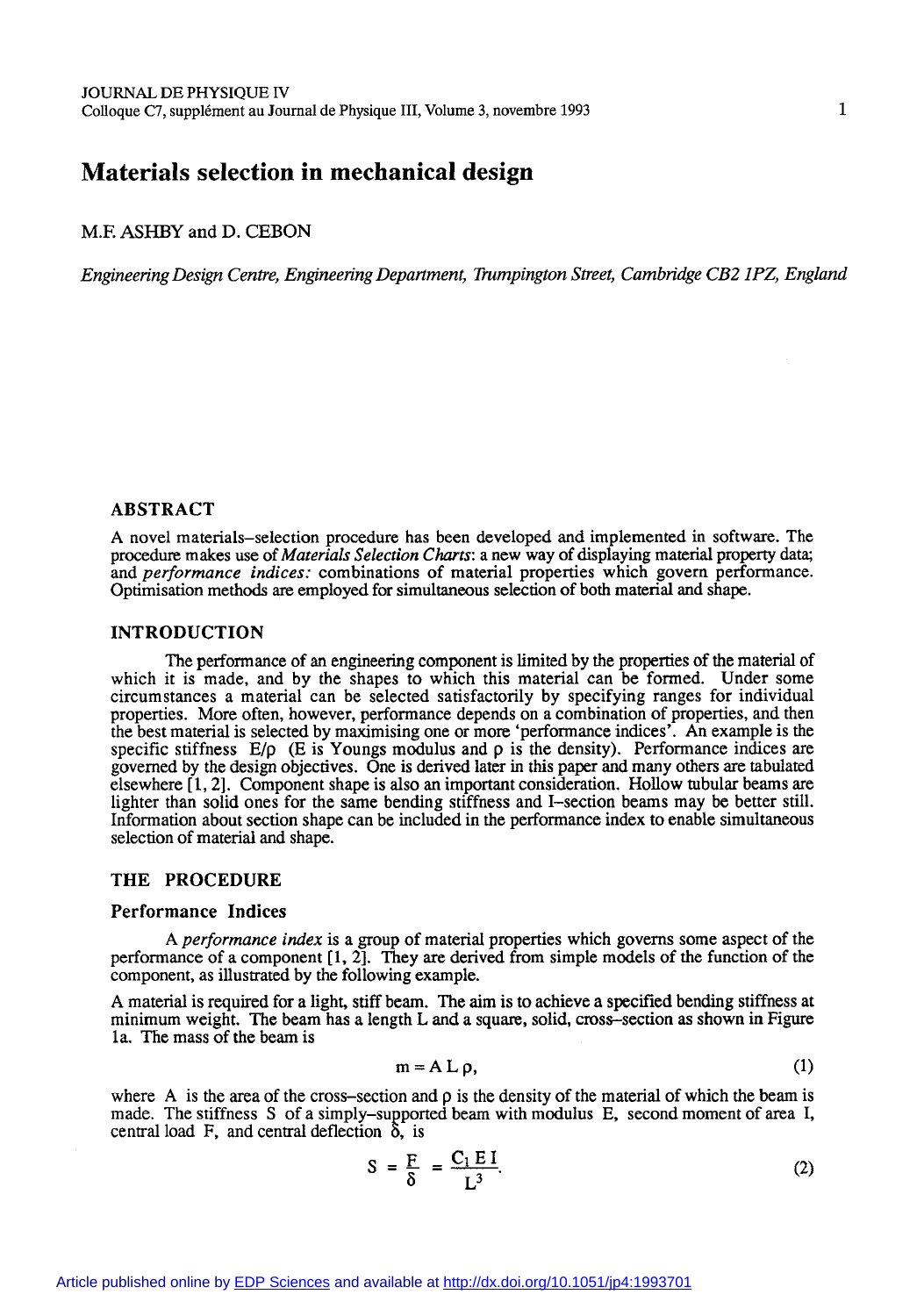# Materials selection in mechanical design

M.F. ASHBY and D. CEBON

*Engineering Design Centre, Engineering Department, Trumpington Street, Cambridge CB2 1PZ, England*

## ABSTRACT

A novel materials–selection procedure has been developed and implemented in software. The procedure makes use of *Materials Selection Charts*: a new way of displaying material property data; and *performance indices:* combinations of material properties which govern performance. Optimisation methods are employed for simultaneous selection of both material and shape.

## INTRODUCTION

The performance of an engineering component is limited by the properties of the material of which it is made, and by the shapes to which this material can be formed. Under some circumstances a material can be selected satisfactorily by specifying ranges for individual properties. More often, however, performance depends on a combination of properties, and then the best material is selected by maximising one or more 'performance indices'. An example is the specific stiffness $E/\rho$ (E is Youngs modulus and $\rho$ is the density). Performance indices are governed by the design objectives. One is derived later in this paper and many others are tabulated elsewhere [1, 2]. Component shape is also an important consideration. Hollow tubular beams are lighter than solid ones for the same bending stiffness and I–section beams may be better still. Information about section shape can be included in the performance index to enable simultaneous selection of material and shape.

## THE PROCEDURE

### Performance Indices

A *performance index* is a group of material properties which governs some aspect of the performance of a component [1, 2]. They are derived from simple models of the function of the component, as illustrated by the following example.

A material is required for a light, stiff beam. The aim is to achieve a specified bending stiffness at minimum weight. The beam has a length L and a square, solid, cross–section as shown in Figure 1a. The mass of the beam is

$$m = A\,L\,\rho, \tag{1}$$

where A is the area of the cross–section and $\rho$ is the density of the material of which the beam is made. The stiffness S of a simply–supported beam with modulus E, second moment of area I, central load F, and central deflection $\delta$, is

$$S = \frac{F}{\delta} = \frac{C_1\,E\,I}{L^3}. \tag{2}$$

Article published online by EDP Sciences and available at http://dx.doi.org/10.1051/jp4:1993701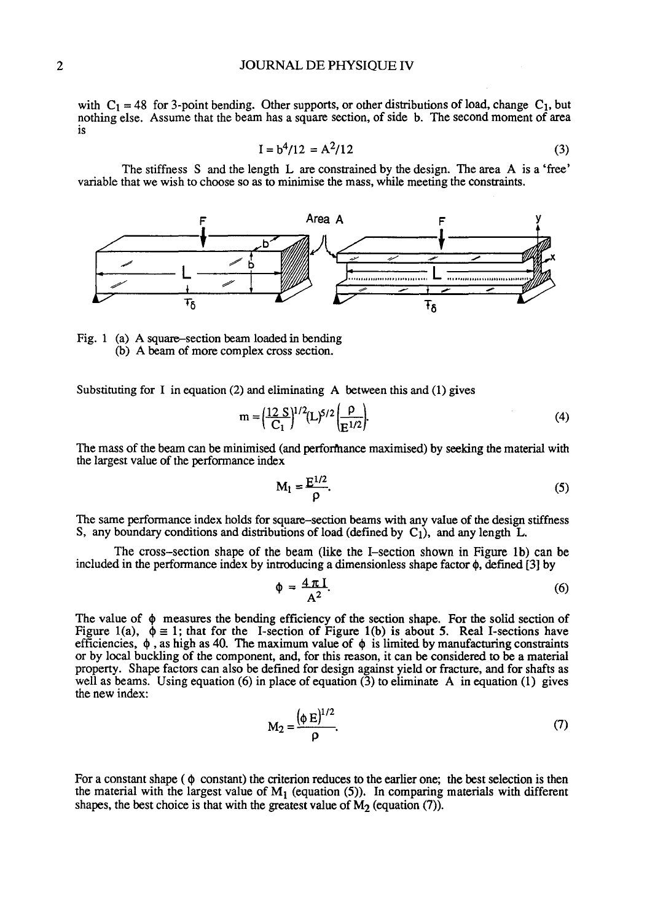with $C_1 = 48$ for 3-point bending. Other supports, or other distributions of load, change $C_1$, but nothing else. Assume that the beam has a square section, of side b. The second moment of area is

$$I = b^4/12 = A^2/12 \tag{3}$$

The stiffness S and the length L are constrained by the design. The area A is a 'free' variable that we wish to choose so as to minimise the mass, while meeting the constraints.

Fig. 1 (a) A square–section beam loaded in bending
(b) A beam of more complex cross section.

Substituting for I in equation (2) and eliminating A between this and (1) gives

$$m = \left(\frac{12\,S}{C_1}\right)^{1/2} (L)^{5/2} \left(\frac{\rho}{E^{1/2}}\right). \tag{4}$$

The mass of the beam can be minimised (and performance maximised) by seeking the material with the largest value of the performance index

$$M_1 = \frac{E^{1/2}}{\rho}. \tag{5}$$

The same performance index holds for square–section beams with any value of the design stiffness S, any boundary conditions and distributions of load (defined by $C_1$), and any length L.

The cross–section shape of the beam (like the I–section shown in Figure 1b) can be included in the performance index by introducing a dimensionless shape factor $\phi$, defined [3] by

$$\phi = \frac{4\pi I}{A^2}. \tag{6}$$

The value of $\phi$ measures the bending efficiency of the section shape. For the solid section of Figure 1(a), $\phi \equiv 1$; that for the I-section of Figure 1(b) is about 5. Real I-sections have efficiencies, $\phi$, as high as 40. The maximum value of $\phi$ is limited by manufacturing constraints or by local buckling of the component, and, for this reason, it can be considered to be a material property. Shape factors can also be defined for design against yield or fracture, and for shafts as well as beams. Using equation (6) in place of equation (3) to eliminate A in equation (1) gives the new index:

$$M_2 = \frac{(\phi\,E)^{1/2}}{\rho}. \tag{7}$$

For a constant shape ( $\phi$ constant) the criterion reduces to the earlier one; the best selection is then the material with the largest value of $M_1$ (equation (5)). In comparing materials with different shapes, the best choice is that with the greatest value of $M_2$ (equation (7)).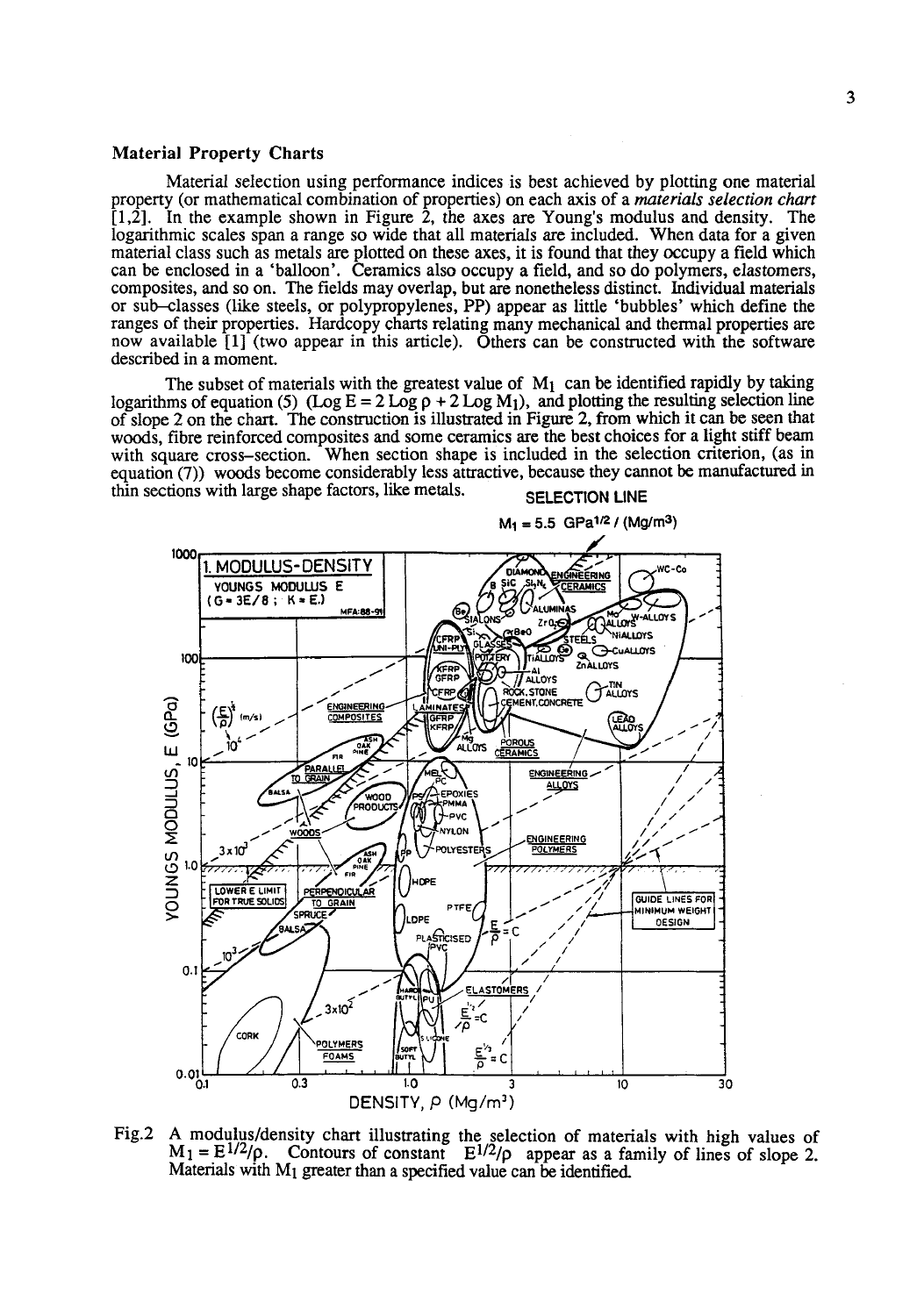## Material Property Charts

Material selection using performance indices is best achieved by plotting one material property (or mathematical combination of properties) on each axis of a *materials selection chart* [1,2]. In the example shown in Figure 2, the axes are Young's modulus and density. The logarithmic scales span a range so wide that all materials are included. When data for a given material class such as metals are plotted on these axes, it is found that they occupy a field which can be enclosed in a 'balloon'. Ceramics also occupy a field, and so do polymers, elastomers, composites, and so on. The fields may overlap, but are nonetheless distinct. Individual materials or sub–classes (like steels, or polypropylenes, PP) appear as little 'bubbles' which define the ranges of their properties. Hardcopy charts relating many mechanical and thermal properties are now available [1] (two appear in this article). Others can be constructed with the software described in a moment.

The subset of materials with the greatest value of $M_1$ can be identified rapidly by taking logarithms of equation (5) ($\text{Log}\, E = 2\, \text{Log}\, \rho + 2\, \text{Log}\, M_1$), and plotting the resulting selection line of slope 2 on the chart. The construction is illustrated in Figure 2, from which it can be seen that woods, fibre reinforced composites and some ceramics are the best choices for a light stiff beam with square cross–section. When section shape is included in the selection criterion, (as in equation (7)) woods become considerably less attractive, because they cannot be manufactured in thin sections with large shape factors, like metals.

Fig.2 A modulus/density chart illustrating the selection of materials with high values of $M_1 = E^{1/2}/\rho$. Contours of constant $E^{1/2}/\rho$ appear as a family of lines of slope 2. Materials with $M_1$ greater than a specified value can be identified.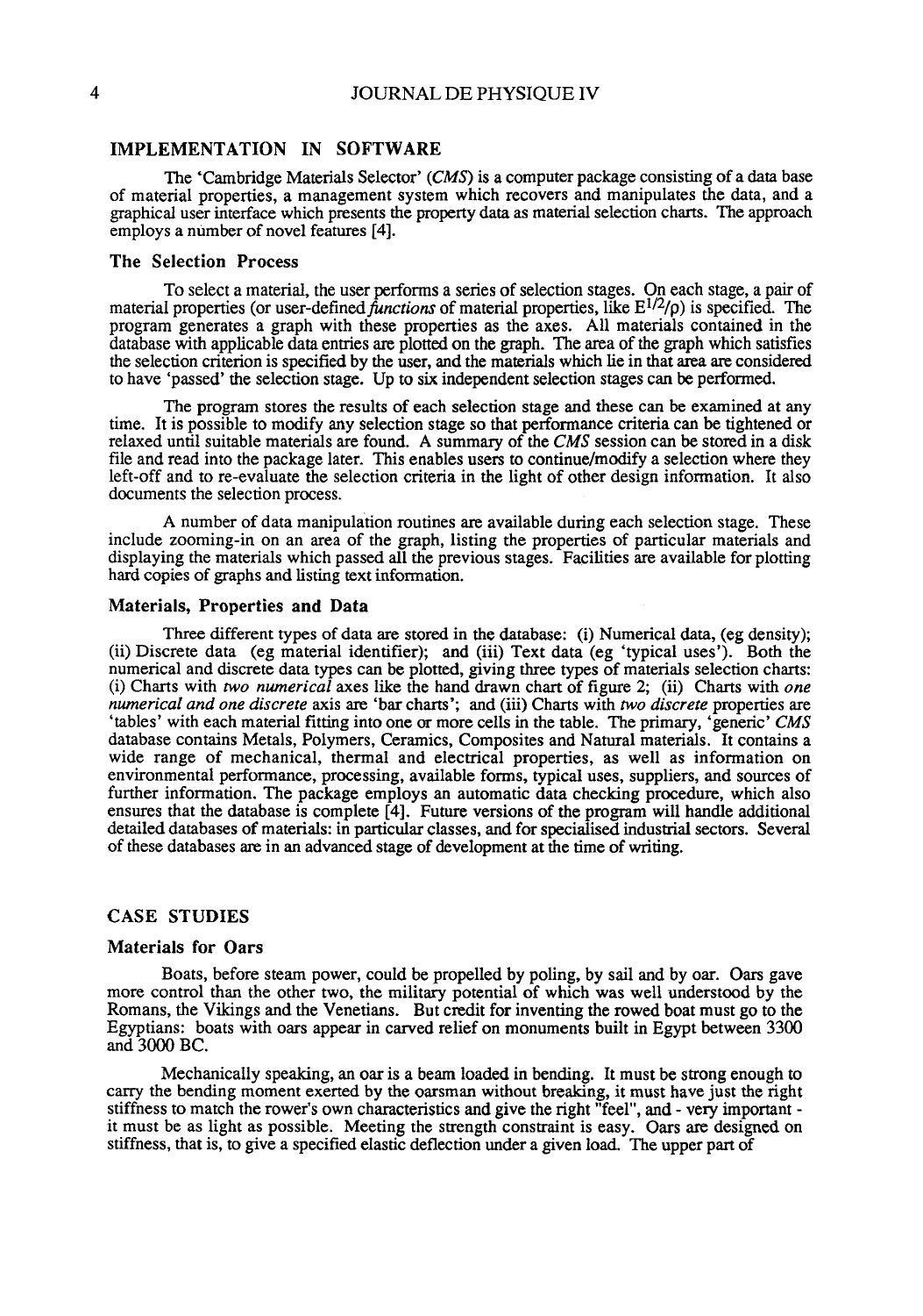## IMPLEMENTATION IN SOFTWARE

The 'Cambridge Materials Selector' (*CMS*) is a computer package consisting of a data base of material properties, a management system which recovers and manipulates the data, and a graphical user interface which presents the property data as material selection charts. The approach employs a number of novel features [4].

### The Selection Process

To select a material, the user performs a series of selection stages. On each stage, a pair of material properties (or user-defined *functions* of material properties, like $E^{1/2}/\rho$) is specified. The program generates a graph with these properties as the axes. All materials contained in the database with applicable data entries are plotted on the graph. The area of the graph which satisfies the selection criterion is specified by the user, and the materials which lie in that area are considered to have 'passed' the selection stage. Up to six independent selection stages can be performed.

The program stores the results of each selection stage and these can be examined at any time. It is possible to modify any selection stage so that performance criteria can be tightened or relaxed until suitable materials are found. A summary of the *CMS* session can be stored in a disk file and read into the package later. This enables users to continue/modify a selection where they left-off and to re-evaluate the selection criteria in the light of other design information. It also documents the selection process.

A number of data manipulation routines are available during each selection stage. These include zooming-in on an area of the graph, listing the properties of particular materials and displaying the materials which passed all the previous stages. Facilities are available for plotting hard copies of graphs and listing text information.

### Materials, Properties and Data

Three different types of data are stored in the database: (i) Numerical data, (eg density); (ii) Discrete data (eg material identifier); and (iii) Text data (eg 'typical uses'). Both the numerical and discrete data types can be plotted, giving three types of materials selection charts: (i) Charts with *two numerical* axes like the hand drawn chart of figure 2; (ii) Charts with *one numerical and one discrete* axis are 'bar charts'; and (iii) Charts with *two discrete* properties are 'tables' with each material fitting into one or more cells in the table. The primary, 'generic' *CMS* database contains Metals, Polymers, Ceramics, Composites and Natural materials. It contains a wide range of mechanical, thermal and electrical properties, as well as information on environmental performance, processing, available forms, typical uses, suppliers, and sources of further information. The package employs an automatic data checking procedure, which also ensures that the database is complete [4]. Future versions of the program will handle additional detailed databases of materials: in particular classes, and for specialised industrial sectors. Several of these databases are in an advanced stage of development at the time of writing.

## CASE STUDIES

### Materials for Oars

Boats, before steam power, could be propelled by poling, by sail and by oar. Oars gave more control than the other two, the military potential of which was well understood by the Romans, the Vikings and the Venetians. But credit for inventing the rowed boat must go to the Egyptians: boats with oars appear in carved relief on monuments built in Egypt between 3300 and 3000 BC.

Mechanically speaking, an oar is a beam loaded in bending. It must be strong enough to carry the bending moment exerted by the oarsman without breaking, it must have just the right stiffness to match the rower's own characteristics and give the right "feel", and - very important - it must be as light as possible. Meeting the strength constraint is easy. Oars are designed on stiffness, that is, to give a specified elastic deflection under a given load. The upper part of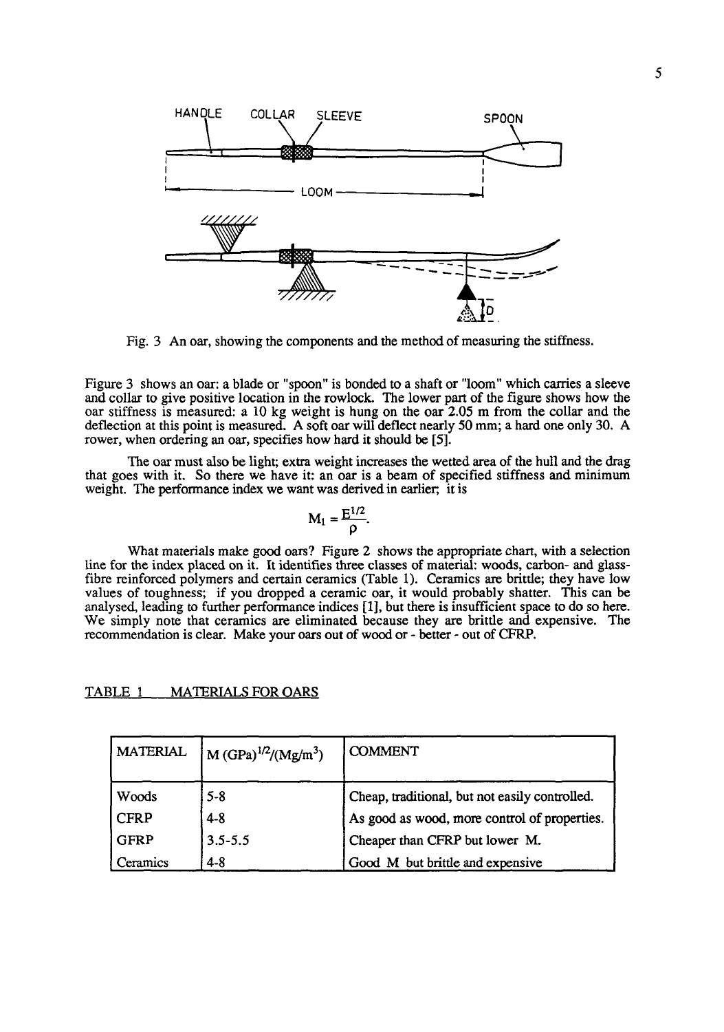Fig. 3 An oar, showing the components and the method of measuring the stiffness.

Figure 3 shows an oar: a blade or "spoon" is bonded to a shaft or "loom" which carries a sleeve and collar to give positive location in the rowlock. The lower part of the figure shows how the oar stiffness is measured: a 10 kg weight is hung on the oar 2.05 m from the collar and the deflection at this point is measured. A soft oar will deflect nearly 50 mm; a hard one only 30. A rower, when ordering an oar, specifies how hard it should be [5].

The oar must also be light; extra weight increases the wetted area of the hull and the drag that goes with it. So there we have it: an oar is a beam of specified stiffness and minimum weight. The performance index we want was derived in earlier; it is

$$M_1 = \frac{E^{1/2}}{\rho}.$$

What materials make good oars? Figure 2 shows the appropriate chart, with a selection line for the index placed on it. It identifies three classes of material: woods, carbon- and glass-fibre reinforced polymers and certain ceramics (Table 1). Ceramics are brittle; they have low values of toughness; if you dropped a ceramic oar, it would probably shatter. This can be analysed, leading to further performance indices [1], but there is insufficient space to do so here. We simply note that ceramics are eliminated because they are brittle and expensive. The recommendation is clear. Make your oars out of wood or - better - out of CFRP.

TABLE 1 MATERIALS FOR OARS

| MATERIAL | M $(GPa)^{1/2}/(Mg/m^3)$ | COMMENT |
|---|---|---|
| Woods | 5-8 | Cheap, traditional, but not easily controlled. |
| CFRP | 4-8 | As good as wood, more control of properties. |
| GFRP | 3.5-5.5 | Cheaper than CFRP but lower M. |
| Ceramics | 4-8 | Good M but brittle and expensive |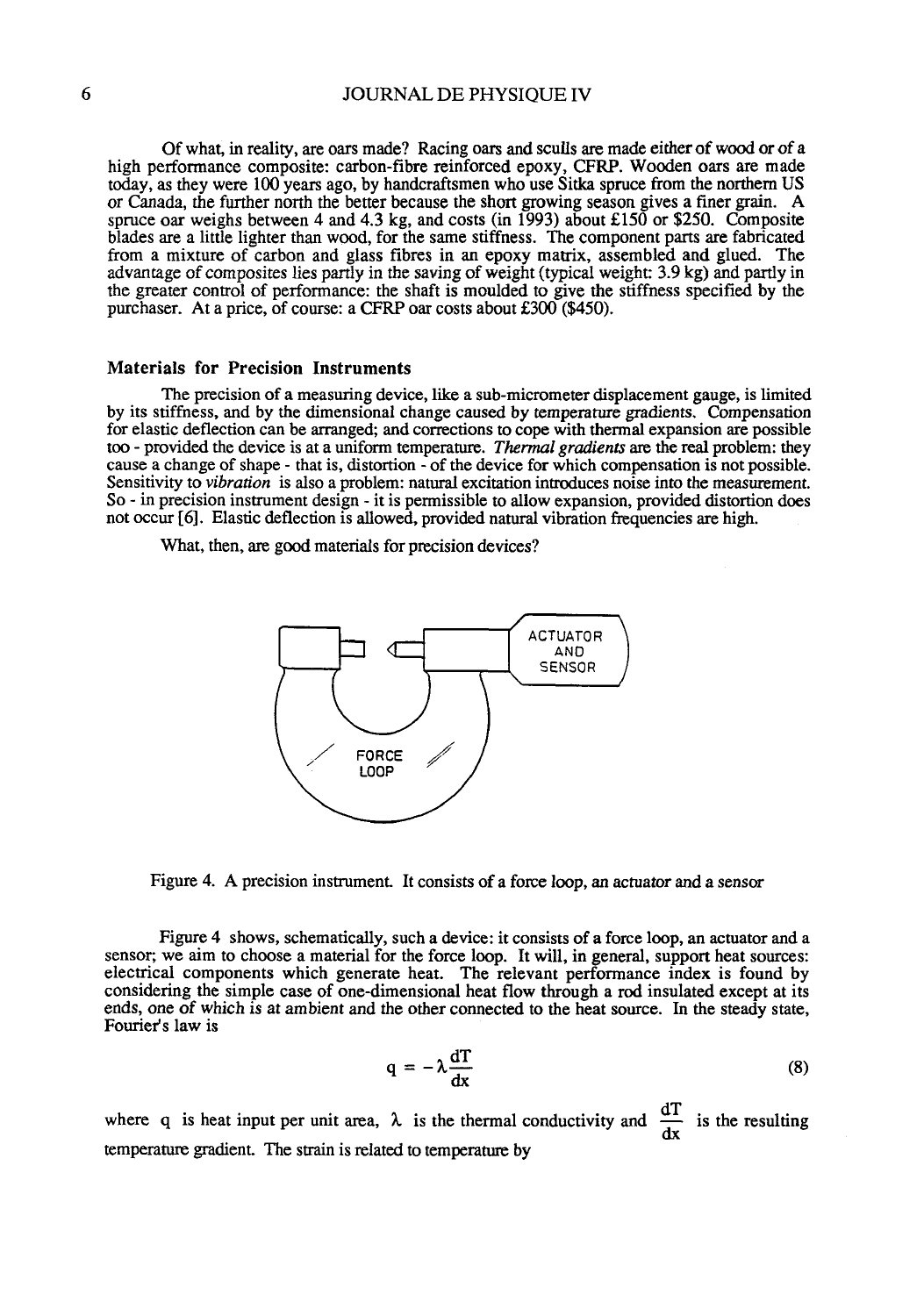Of what, in reality, are oars made? Racing oars and sculls are made either of wood or of a high performance composite: carbon-fibre reinforced epoxy, CFRP. Wooden oars are made today, as they were 100 years ago, by handcraftsmen who use Sitka spruce from the northern US or Canada, the further north the better because the short growing season gives a finer grain. A spruce oar weighs between 4 and 4.3 kg, and costs (in 1993) about £150 or $250. Composite blades are a little lighter than wood, for the same stiffness. The component parts are fabricated from a mixture of carbon and glass fibres in an epoxy matrix, assembled and glued. The advantage of composites lies partly in the saving of weight (typical weight: 3.9 kg) and partly in the greater control of performance: the shaft is moulded to give the stiffness specified by the purchaser. At a price, of course: a CFRP oar costs about £300 ($450).

### Materials for Precision Instruments

The precision of a measuring device, like a sub-micrometer displacement gauge, is limited by its stiffness, and by the dimensional change caused by temperature gradients. Compensation for elastic deflection can be arranged; and corrections to cope with thermal expansion are possible too - provided the device is at a uniform temperature. *Thermal gradients* are the real problem: they cause a change of shape - that is, distortion - of the device for which compensation is not possible. Sensitivity to *vibration* is also a problem: natural excitation introduces noise into the measurement. So - in precision instrument design - it is permissible to allow expansion, provided distortion does not occur [6]. Elastic deflection is allowed, provided natural vibration frequencies are high.

What, then, are good materials for precision devices?

Figure 4. A precision instrument. It consists of a force loop, an actuator and a sensor

Figure 4 shows, schematically, such a device: it consists of a force loop, an actuator and a sensor; we aim to choose a material for the force loop. It will, in general, support heat sources: electrical components which generate heat. The relevant performance index is found by considering the simple case of one-dimensional heat flow through a rod insulated except at its ends, one of which is at ambient and the other connected to the heat source. In the steady state, Fourier's law is

$$q = -\lambda \frac{dT}{dx} \tag{8}$$

where $q$ is heat input per unit area, $\lambda$ is the thermal conductivity and $\frac{dT}{dx}$ is the resulting temperature gradient. The strain is related to temperature by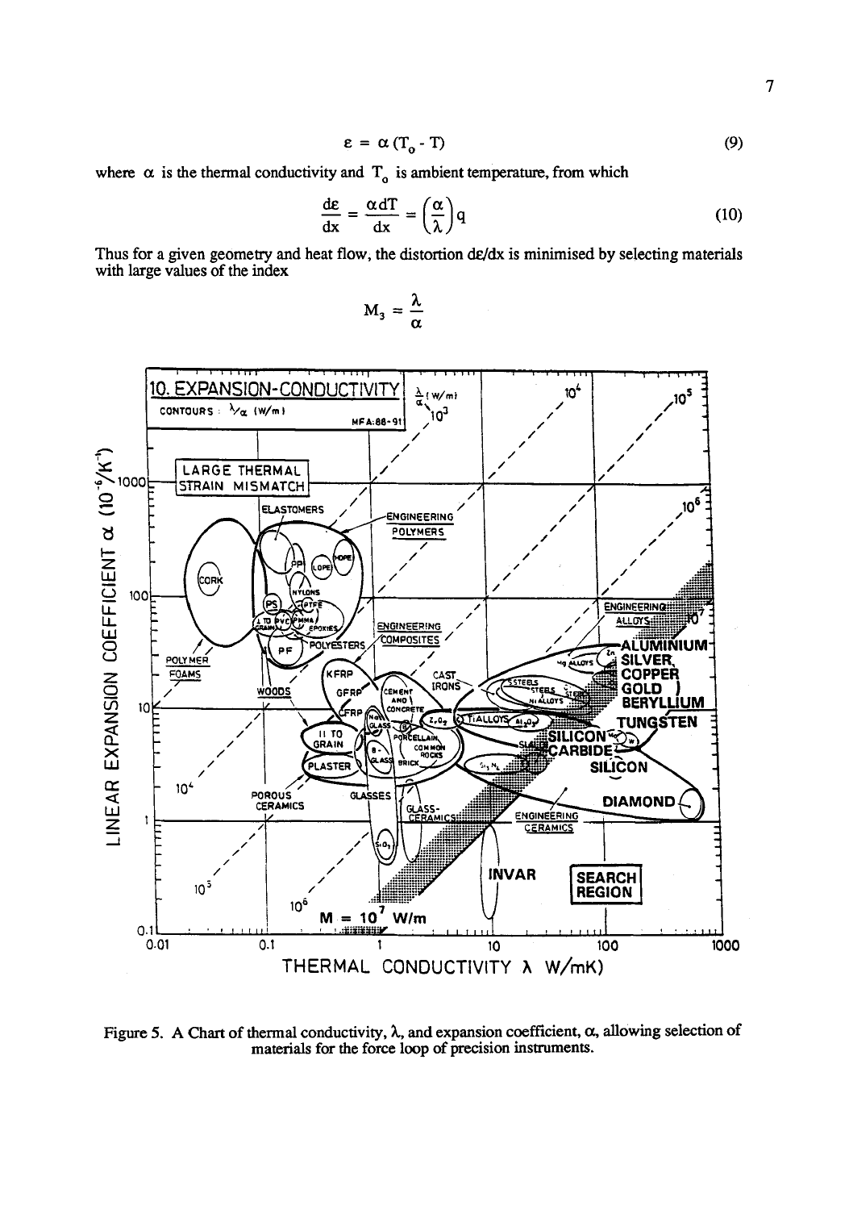$$\varepsilon = \alpha\,(T_0 - T) \tag{9}$$

where $\alpha$ is the thermal conductivity and $T_0$ is ambient temperature, from which

$$\frac{d\varepsilon}{dx} = \frac{\alpha dT}{dx} = \left(\frac{\alpha}{\lambda}\right)q \tag{10}$$

Thus for a given geometry and heat flow, the distortion $d\varepsilon/dx$ is minimised by selecting materials with large values of the index

$$M_3 = \frac{\lambda}{\alpha}$$

Figure 5. A Chart of thermal conductivity, $\lambda$, and expansion coefficient, $\alpha$, allowing selection of materials for the force loop of precision instruments.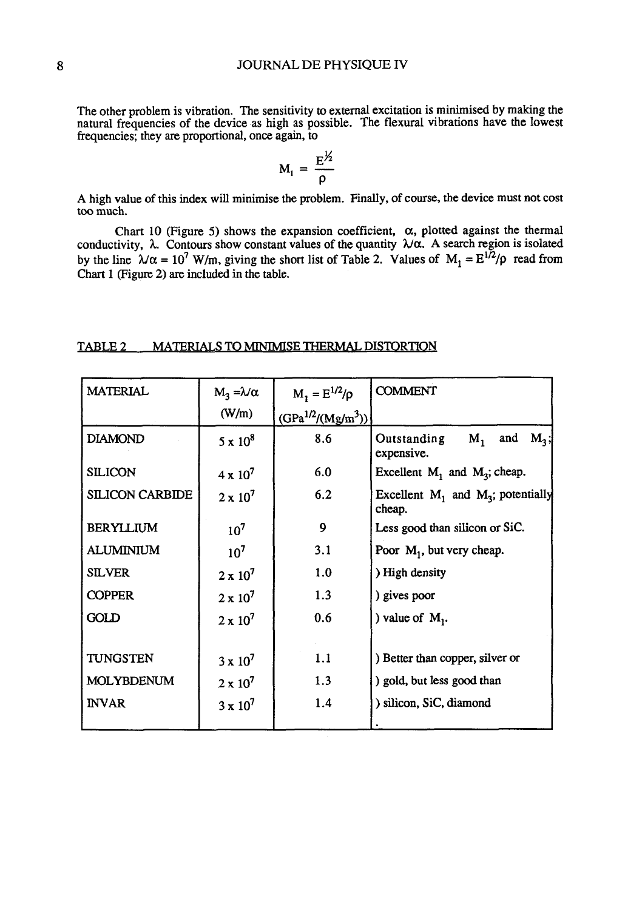The other problem is vibration. The sensitivity to external excitation is minimised by making the natural frequencies of the device as high as possible. The flexural vibrations have the lowest frequencies; they are proportional, once again, to

$$M_1 = \frac{E^{1/2}}{\rho}$$

A high value of this index will minimise the problem. Finally, of course, the device must not cost too much.

Chart 10 (Figure 5) shows the expansion coefficient, $\alpha$, plotted against the thermal conductivity, $\lambda$. Contours show constant values of the quantity $\lambda/\alpha$. A search region is isolated by the line $\lambda/\alpha = 10^7$ W/m, giving the short list of Table 2. Values of $M_1 = E^{1/2}/\rho$ read from Chart 1 (Figure 2) are included in the table.

TABLE 2 MATERIALS TO MINIMISE THERMAL DISTORTION

| MATERIAL | $M_3 = \lambda/\alpha$ (W/m) | $M_1 = E^{1/2}/\rho$ (GPa$^{1/2}$/(Mg/m$^3$)) | COMMENT |
|---|---|---|---|
| DIAMOND | $5 \times 10^8$ | 8.6 | Outstanding $M_1$ and $M_3$; expensive. |
| SILICON | $4 \times 10^7$ | 6.0 | Excellent $M_1$ and $M_3$; cheap. |
| SILICON CARBIDE | $2 \times 10^7$ | 6.2 | Excellent $M_1$ and $M_3$; potentially cheap. |
| BERYLLIUM | $10^7$ | 9 | Less good than silicon or SiC. |
| ALUMINIUM | $10^7$ | 3.1 | Poor $M_1$, but very cheap. |
| SILVER | $2 \times 10^7$ | 1.0 | ) High density |
| COPPER | $2 \times 10^7$ | 1.3 | ) gives poor |
| GOLD | $2 \times 10^7$ | 0.6 | ) value of $M_1$. |
| TUNGSTEN | $3 \times 10^7$ | 1.1 | ) Better than copper, silver or |
| MOLYBDENUM | $2 \times 10^7$ | 1.3 | ) gold, but less good than |
| INVAR | $3 \times 10^7$ | 1.4 | ) silicon, SiC, diamond |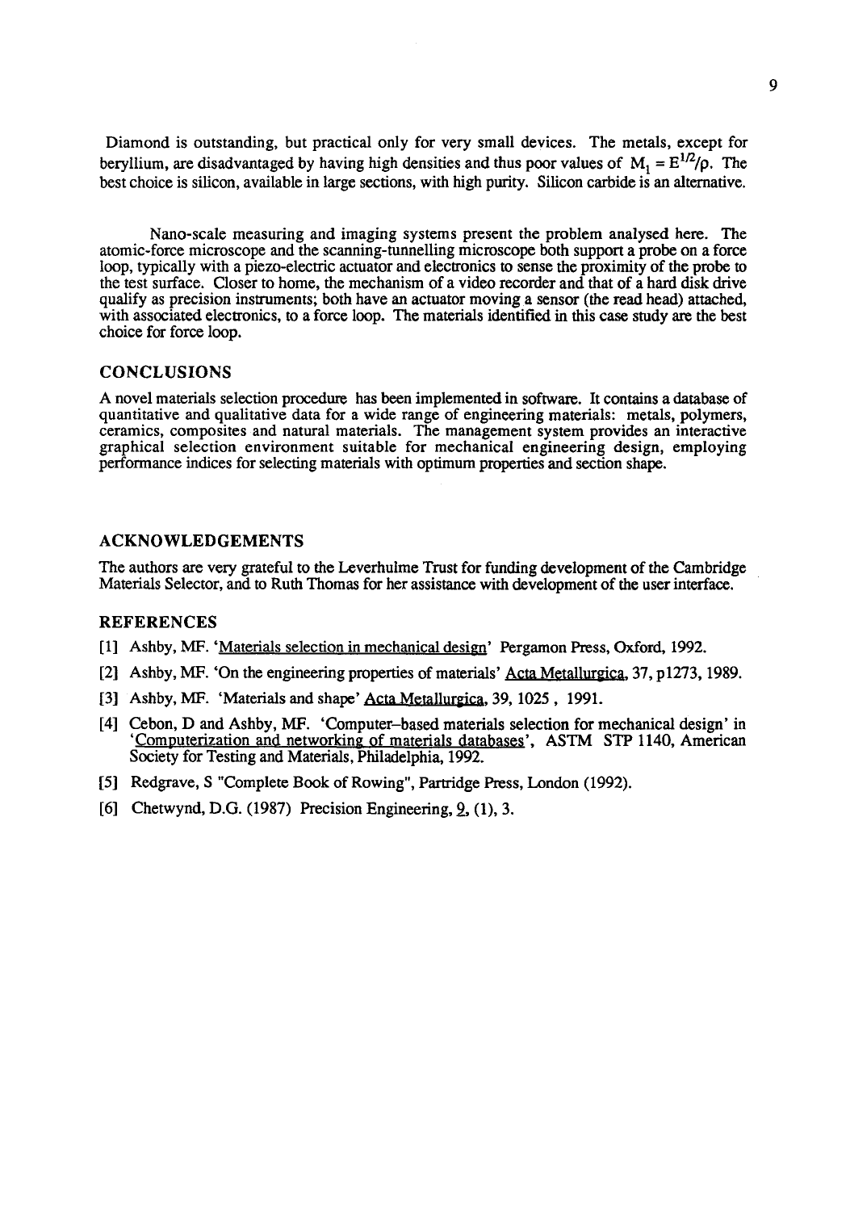Diamond is outstanding, but practical only for very small devices. The metals, except for beryllium, are disadvantaged by having high densities and thus poor values of $M_1 = E^{1/2}/\rho$. The best choice is silicon, available in large sections, with high purity. Silicon carbide is an alternative.

Nano-scale measuring and imaging systems present the problem analysed here. The atomic-force microscope and the scanning-tunnelling microscope both support a probe on a force loop, typically with a piezo-electric actuator and electronics to sense the proximity of the probe to the test surface. Closer to home, the mechanism of a video recorder and that of a hard disk drive qualify as precision instruments; both have an actuator moving a sensor (the read head) attached, with associated electronics, to a force loop. The materials identified in this case study are the best choice for force loop.

## CONCLUSIONS

A novel materials selection procedure has been implemented in software. It contains a database of quantitative and qualitative data for a wide range of engineering materials: metals, polymers, ceramics, composites and natural materials. The management system provides an interactive graphical selection environment suitable for mechanical engineering design, employing performance indices for selecting materials with optimum properties and section shape.

## ACKNOWLEDGEMENTS

The authors are very grateful to the Leverhulme Trust for funding development of the Cambridge Materials Selector, and to Ruth Thomas for her assistance with development of the user interface.

## REFERENCES

[1] Ashby, MF. 'Materials selection in mechanical design' Pergamon Press, Oxford, 1992.

[2] Ashby, MF. 'On the engineering properties of materials' Acta Metallurgica, 37, p1273, 1989.

[3] Ashby, MF. 'Materials and shape' Acta Metallurgica, 39, 1025 , 1991.

[4] Cebon, D and Ashby, MF. 'Computer–based materials selection for mechanical design' in 'Computerization and networking of materials databases', ASTM STP 1140, American Society for Testing and Materials, Philadelphia, 1992.

[5] Redgrave, S "Complete Book of Rowing", Partridge Press, London (1992).

[6] Chetwynd, D.G. (1987) Precision Engineering, 9, (1), 3.